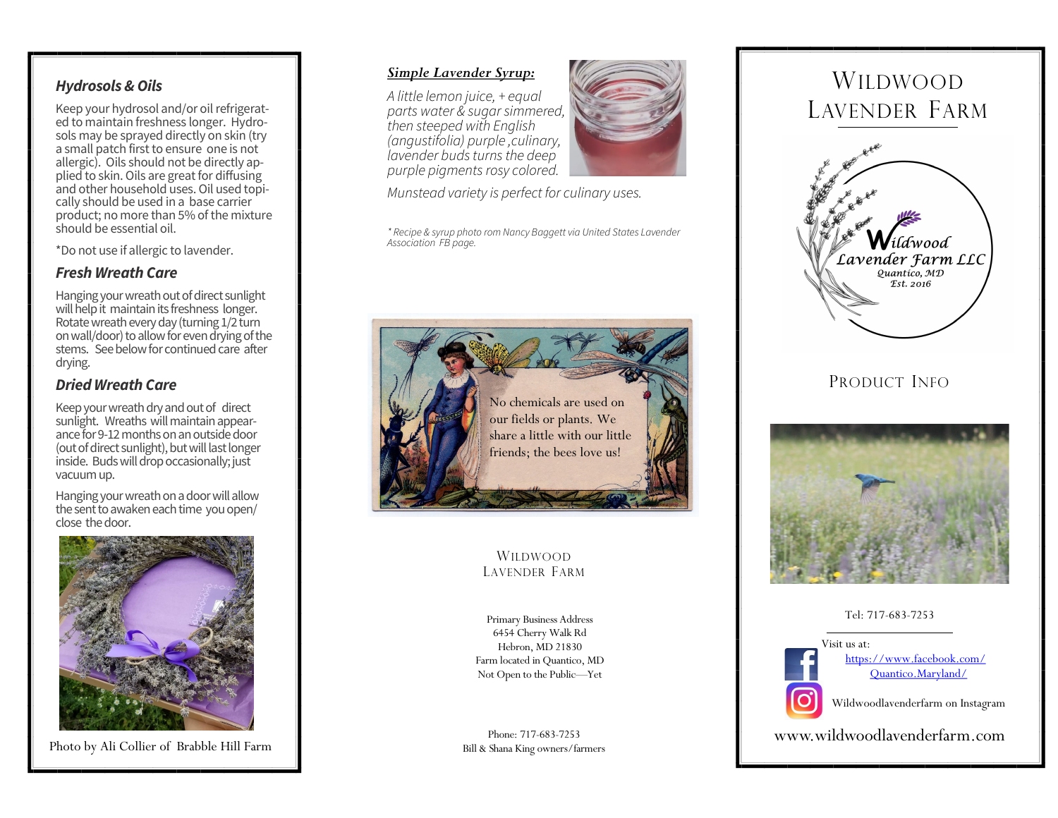### Hydrosols & Oils

Keep your hydrosol and/or oil refrigerated to maintain freshness longer. Hydrosols may be sprayed directly on skin (try a small patch first to ensure one is not allergic). Oils should not be directly applied to skin. Oils are great for diffusing and other household uses. Oil used topically should be used in a base carrier product; no more than 5% of the mixture should be essential oil.

*Do not use if allergic to lavender.

### Fresh Wreath Care

Hanging your wreath out of direct sunlight will help it maintain its freshness longer. Rotate wreath every day (turning 1/2 turn on wall/door) to allow for even drying of the stems. See below for continued care after drying.

### Dried Wreath Care

Keep your wreath dry and out of direct sunlight. Wreaths will maintain appearance for 9-12 months on an outside door (out of direct sunlight), but will last longer inside. Buds will drop occasionally; just vacuum up.

Hanging your wreath on a door will allow the sent to awaken each time you open/close the door.

Photo by Ali Collier of Brabble Hill Farm

### *Simple Lavender Syrup:*

*A little lemon juice, + equal parts water & sugar simmered, then steeped with English (angustifolia) purple ,culinary, lavender buds turns the deep purple pigments rosy colored.*

*Munstead variety is perfect for culinary uses.*

*\* Recipe & syrup photo rom Nancy Baggett via United States Lavender Association FB page.*

No chemicals are used on our fields or plants. We share a little with our little friends; the bees love us!

WILDWOOD
LAVENDER FARM

Primary Business Address
6454 Cherry Walk Rd
Hebron, MD 21830
Farm located in Quantico, MD
Not Open to the Public—Yet

Phone: 717-683-7253
Bill & Shana King owners/farmers

# WILDWOOD LAVENDER FARM

Wildwood Lavender Farm LLC
Quantico, MD
Est. 2016

## PRODUCT INFO

Tel: 717-683-7253

Visit us at:
https://www.facebook.com/Quantico.Maryland/

Wildwoodlavenderfarm on Instagram

www.wildwoodlavenderfarm.com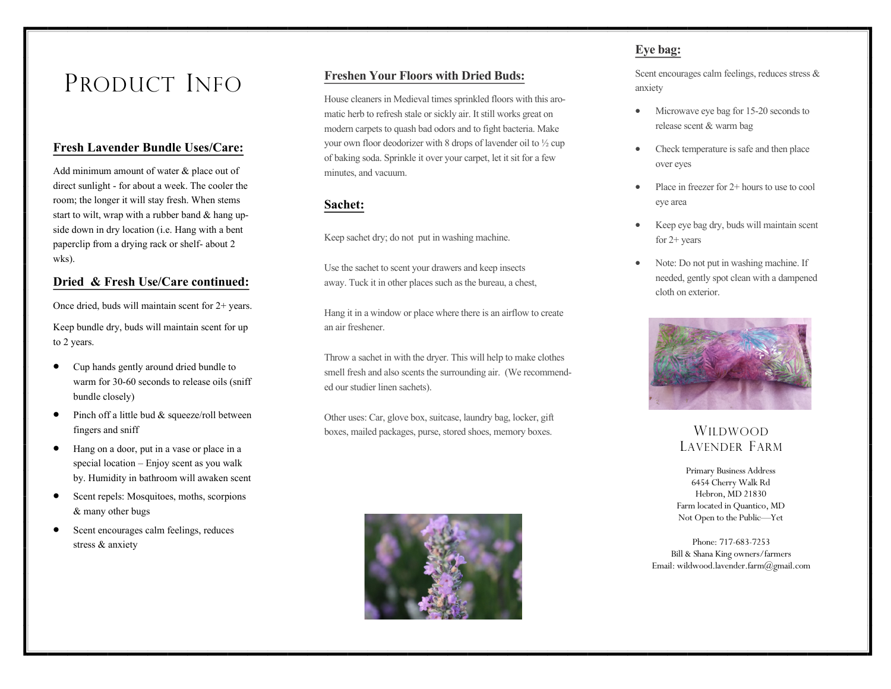# Product Info

## Fresh Lavender Bundle Uses/Care:

Add minimum amount of water & place out of direct sunlight - for about a week. The cooler the room; the longer it will stay fresh. When stems start to wilt, wrap with a rubber band & hang upside down in dry location (i.e. Hang with a bent paperclip from a drying rack or shelf- about 2 wks).

## Dried & Fresh Use/Care continued:

Once dried, buds will maintain scent for 2+ years.

Keep bundle dry, buds will maintain scent for up to 2 years.

- Cup hands gently around dried bundle to warm for 30-60 seconds to release oils (sniff bundle closely)
- Pinch off a little bud & squeeze/roll between fingers and sniff
- Hang on a door, put in a vase or place in a special location – Enjoy scent as you walk by. Humidity in bathroom will awaken scent
- Scent repels: Mosquitoes, moths, scorpions & many other bugs
- Scent encourages calm feelings, reduces stress & anxiety

## Freshen Your Floors with Dried Buds:

House cleaners in Medieval times sprinkled floors with this aromatic herb to refresh stale or sickly air. It still works great on modern carpets to quash bad odors and to fight bacteria. Make your own floor deodorizer with 8 drops of lavender oil to ½ cup of baking soda. Sprinkle it over your carpet, let it sit for a few minutes, and vacuum.

## Sachet:

Keep sachet dry; do not put in washing machine.

Use the sachet to scent your drawers and keep insects away. Tuck it in other places such as the bureau, a chest,

Hang it in a window or place where there is an airflow to create an air freshener.

Throw a sachet in with the dryer. This will help to make clothes smell fresh and also scents the surrounding air. (We recommended our studier linen sachets).

Other uses: Car, glove box, suitcase, laundry bag, locker, gift boxes, mailed packages, purse, stored shoes, memory boxes.

## Eye bag:

Scent encourages calm feelings, reduces stress & anxiety

- Microwave eye bag for 15-20 seconds to release scent & warm bag
- Check temperature is safe and then place over eyes
- Place in freezer for 2+ hours to use to cool eye area
- Keep eye bag dry, buds will maintain scent for 2+ years
- Note: Do not put in washing machine. If needed, gently spot clean with a dampened cloth on exterior.

## Wildwood Lavender Farm

Primary Business Address
6454 Cherry Walk Rd
Hebron, MD 21830
Farm located in Quantico, MD
Not Open to the Public—Yet

Phone: 717-683-7253
Bill & Shana King owners/farmers
Email: wildwood.lavender.farm@gmail.com